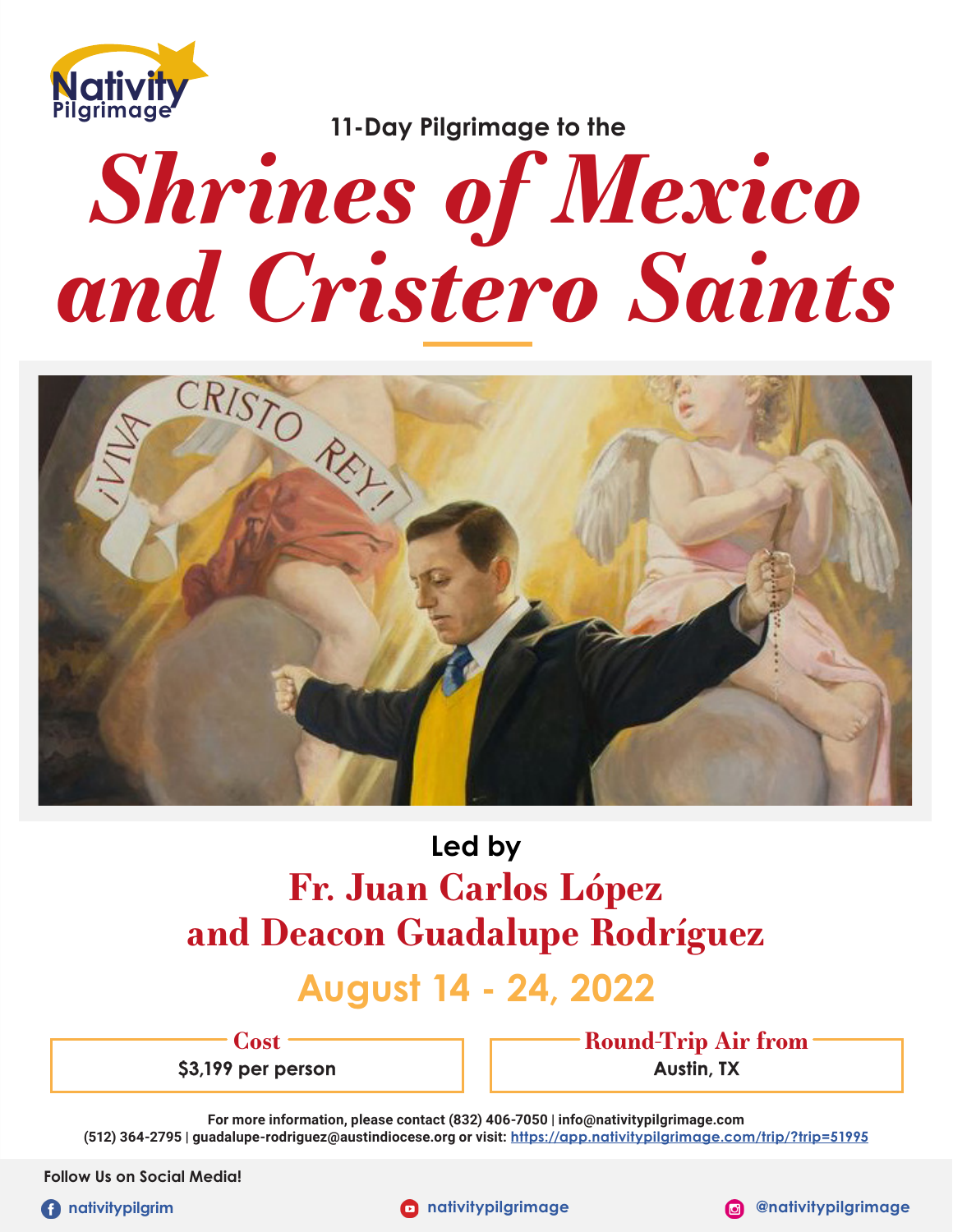Nativity Pilgrimage

11-Day Pilgrimage to the

# *Shrines of Mexico and Cristero Saints*

**Led by**

## Fr. Juan Carlos López and Deacon Guadalupe Rodríguez

## August 14 - 24, 2022

| Cost | Round-Trip Air from |
| --- | --- |
| **$3,199 per person** | **Austin, TX** |

**For more information, please contact (832) 406-7050 | info@nativitypilgrimage.com (512) 364-2795 | guadalupe-rodriguez@austindiocese.org or visit:** https://app.nativitypilgrimage.com/trip/?trip=51995

**Follow Us on Social Media!**

nativitypilgrim | nativitypilgrimage | @nativitypilgrimage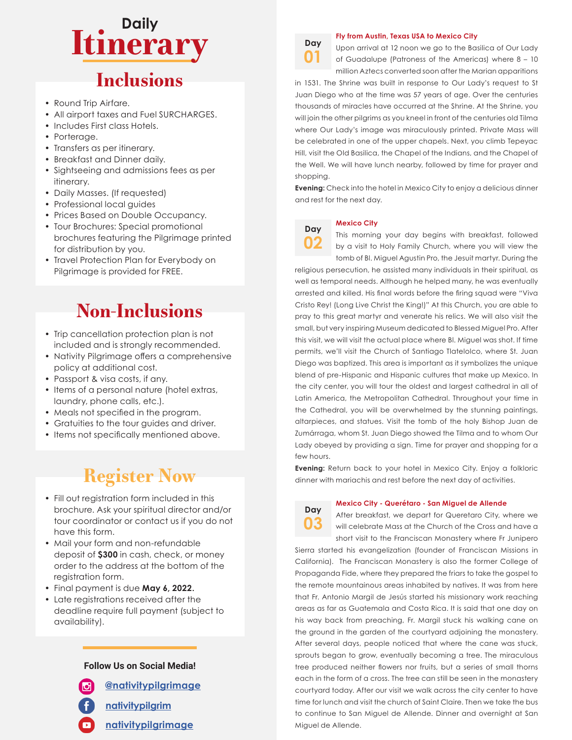# Daily Itinerary

## Inclusions

- Round Trip Airfare.
- All airport taxes and Fuel SURCHARGES.
- Includes First class Hotels.
- Porterage.
- Transfers as per itinerary.
- Breakfast and Dinner daily.
- Sightseeing and admissions fees as per itinerary.
- Daily Masses. (If requested)
- Professional local guides
- Prices Based on Double Occupancy.
- Tour Brochures: Special promotional brochures featuring the Pilgrimage printed for distribution by you.
- Travel Protection Plan for Everybody on Pilgrimage is provided for FREE.

## Non-Inclusions

- Trip cancellation protection plan is not included and is strongly recommended.
- Nativity Pilgrimage offers a comprehensive policy at additional cost.
- Passport & visa costs, if any.
- Items of a personal nature (hotel extras, laundry, phone calls, etc.).
- Meals not specified in the program.
- Gratuities to the tour guides and driver.
- Items not specifically mentioned above.

## Register Now

- Fill out registration form included in this brochure. Ask your spiritual director and/or tour coordinator or contact us if you do not have this form.
- Mail your form and non-refundable deposit of **$300** in cash, check, or money order to the address at the bottom of the registration form.
- Final payment is due **May 6, 2022.**
- Late registrations received after the deadline require full payment (subject to availability).

**Follow Us on Social Media!**

@nativitypilgrimage

nativitypilgrim

nativitypilgrimage

### Day 01 — Fly from Austin, Texas USA to Mexico City

Upon arrival at 12 noon we go to the Basilica of Our Lady of Guadalupe (Patroness of the Americas) where 8 – 10 million Aztecs converted soon after the Marian apparitions in 1531. The Shrine was built in response to Our Lady's request to St Juan Diego who at the time was 57 years of age. Over the centuries thousands of miracles have occurred at the Shrine. At the Shrine, you will join the other pilgrims as you kneel in front of the centuries old Tilma where Our Lady's image was miraculously printed. Private Mass will be celebrated in one of the upper chapels. Next, you climb Tepeyac Hill, visit the Old Basilica, the Chapel of the Indians, and the Chapel of the Well. We will have lunch nearby, followed by time for prayer and shopping.

**Evening:** Check into the hotel in Mexico City to enjoy a delicious dinner and rest for the next day.

### Day 02 — Mexico City

This morning your day begins with breakfast, followed by a visit to Holy Family Church, where you will view the tomb of Bl. Miguel Agustin Pro, the Jesuit martyr. During the religious persecution, he assisted many individuals in their spiritual, as well as temporal needs. Although he helped many, he was eventually arrested and killed. His final words before the firing squad were "Viva Cristo Rey! (Long Live Christ the King!)" At this Church, you are able to pray to this great martyr and venerate his relics. We will also visit the small, but very inspiring Museum dedicated to Blessed Miguel Pro. After this visit, we will visit the actual place where Bl. Miguel was shot. If time permits, we'll visit the Church of Santiago Tlatelolco, where St. Juan Diego was baptized. This area is important as it symbolizes the unique blend of pre-Hispanic and Hispanic cultures that make up Mexico. In the city center, you will tour the oldest and largest cathedral in all of Latin America, the Metropolitan Cathedral. Throughout your time in the Cathedral, you will be overwhelmed by the stunning paintings, altarpieces, and statues. Visit the tomb of the holy Bishop Juan de Zumárraga, whom St. Juan Diego showed the Tilma and to whom Our Lady obeyed by providing a sign. Time for prayer and shopping for a few hours.

**Evening:** Return back to your hotel in Mexico City. Enjoy a folkloric dinner with mariachis and rest before the next day of activities.

### Day 03 — Mexico City - Querétaro - San Miguel de Allende

After breakfast, we depart for Queretaro City, where we will celebrate Mass at the Church of the Cross and have a short visit to the Franciscan Monastery where Fr Junipero Sierra started his evangelization (founder of Franciscan Missions in California). The Franciscan Monastery is also the former College of Propaganda Fide, where they prepared the friars to take the gospel to the remote mountainous areas inhabited by natives. It was from here that Fr. Antonio Margil de Jesús started his missionary work reaching areas as far as Guatemala and Costa Rica. It is said that one day on his way back from preaching, Fr. Margil stuck his walking cane on the ground in the garden of the courtyard adjoining the monastery. After several days, people noticed that where the cane was stuck, sprouts began to grow, eventually becoming a tree. The miraculous tree produced neither flowers nor fruits, but a series of small thorns each in the form of a cross. The tree can still be seen in the monastery courtyard today. After our visit we walk across the city center to have time for lunch and visit the church of Saint Claire. Then we take the bus to continue to San Miguel de Allende. Dinner and overnight at San Miguel de Allende.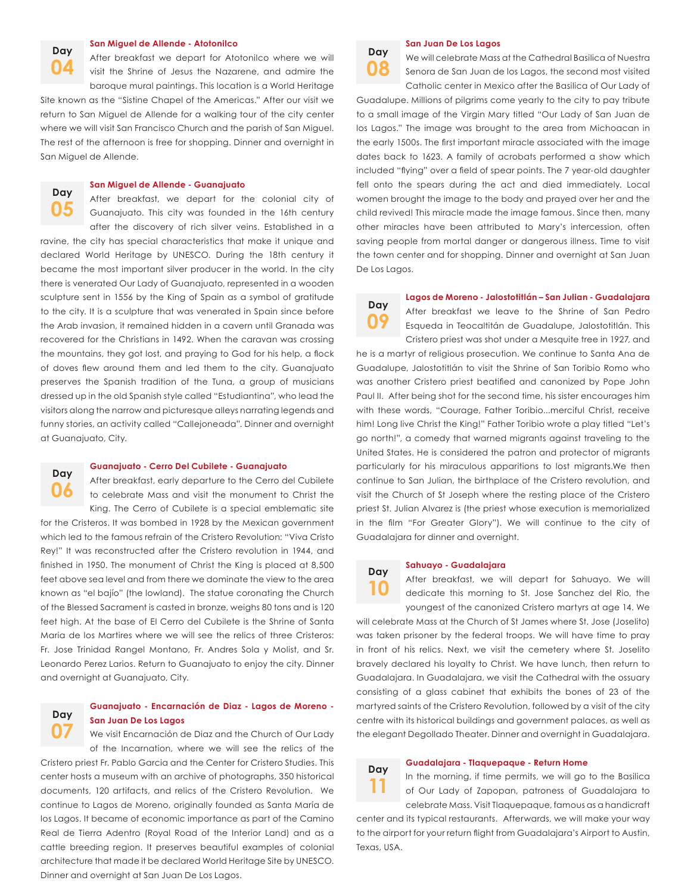## Day 04

### San Miguel de Allende - Atotonilco

After breakfast we depart for Atotonilco where we will visit the Shrine of Jesus the Nazarene, and admire the baroque mural paintings. This location is a World Heritage Site known as the "Sistine Chapel of the Americas." After our visit we return to San Miguel de Allende for a walking tour of the city center where we will visit San Francisco Church and the parish of San Miguel. The rest of the afternoon is free for shopping. Dinner and overnight in San Miguel de Allende.

## Day 05

### San Miguel de Allende - Guanajuato

After breakfast, we depart for the colonial city of Guanajuato. This city was founded in the 16th century after the discovery of rich silver veins. Established in a ravine, the city has special characteristics that make it unique and declared World Heritage by UNESCO. During the 18th century it became the most important silver producer in the world. In the city there is venerated Our Lady of Guanajuato, represented in a wooden sculpture sent in 1556 by the King of Spain as a symbol of gratitude to the city. It is a sculpture that was venerated in Spain since before the Arab invasion, it remained hidden in a cavern until Granada was recovered for the Christians in 1492. When the caravan was crossing the mountains, they got lost, and praying to God for his help, a flock of doves flew around them and led them to the city. Guanajuato preserves the Spanish tradition of the Tuna, a group of musicians dressed up in the old Spanish style called "Estudiantina", who lead the visitors along the narrow and picturesque alleys narrating legends and funny stories, an activity called "Callejoneada". Dinner and overnight at Guanajuato, City.

## Day 06

### Guanajuato - Cerro Del Cubilete - Guanajuato

After breakfast, early departure to the Cerro del Cubilete to celebrate Mass and visit the monument to Christ the King. The Cerro of Cubilete is a special emblematic site for the Cristeros. It was bombed in 1928 by the Mexican government which led to the famous refrain of the Cristero Revolution: "Viva Cristo Rey!" It was reconstructed after the Cristero revolution in 1944, and finished in 1950. The monument of Christ the King is placed at 8,500 feet above sea level and from there we dominate the view to the area known as "el bajío" (the lowland). The statue coronating the Church of the Blessed Sacrament is casted in bronze, weighs 80 tons and is 120 feet high. At the base of El Cerro del Cubilete is the Shrine of Santa Maria de los Martires where we will see the relics of three Cristeros: Fr. Jose Trinidad Rangel Montano, Fr. Andres Sola y Molist, and Sr. Leonardo Perez Larios. Return to Guanajuato to enjoy the city. Dinner and overnight at Guanajuato, City.

## Day 07

### Guanajuato - Encarnación de Diaz - Lagos de Moreno - San Juan De Los Lagos

We visit Encarnación de Diaz and the Church of Our Lady of the Incarnation, where we will see the relics of the Cristero priest Fr. Pablo Garcia and the Center for Cristero Studies. This center hosts a museum with an archive of photographs, 350 historical documents, 120 artifacts, and relics of the Cristero Revolution. We continue to Lagos de Moreno, originally founded as Santa María de los Lagos. It became of economic importance as part of the Camino Real de Tierra Adentro (Royal Road of the Interior Land) and as a cattle breeding region. It preserves beautiful examples of colonial architecture that made it be declared World Heritage Site by UNESCO. Dinner and overnight at San Juan De Los Lagos.

## Day 08

### San Juan De Los Lagos

We will celebrate Mass at the Cathedral Basilica of Nuestra Senora de San Juan de los Lagos, the second most visited Catholic center in Mexico after the Basilica of Our Lady of Guadalupe. Millions of pilgrims come yearly to the city to pay tribute to a small image of the Virgin Mary titled "Our Lady of San Juan de los Lagos." The image was brought to the area from Michoacan in the early 1500s. The first important miracle associated with the image dates back to 1623. A family of acrobats performed a show which included "flying" over a field of spear points. The 7 year-old daughter fell onto the spears during the act and died immediately. Local women brought the image to the body and prayed over her and the child revived! This miracle made the image famous. Since then, many other miracles have been attributed to Mary's intercession, often saving people from mortal danger or dangerous illness. Time to visit the town center and for shopping. Dinner and overnight at San Juan De Los Lagos.

## Day 09

### Lagos de Moreno - Jalostotitlán – San Julian - Guadalajara

After breakfast we leave to the Shrine of San Pedro Esqueda in Teocaltitán de Guadalupe, Jalostotitlán. This Cristero priest was shot under a Mesquite tree in 1927, and he is a martyr of religious prosecution. We continue to Santa Ana de Guadalupe, Jalostotitlán to visit the Shrine of San Toribio Romo who was another Cristero priest beatified and canonized by Pope John Paul II. After being shot for the second time, his sister encourages him with these words, "Courage, Father Toribio...merciful Christ, receive him! Long live Christ the King!" Father Toribio wrote a play titled "Let's go north!", a comedy that warned migrants against traveling to the United States. He is considered the patron and protector of migrants particularly for his miraculous apparitions to lost migrants.We then continue to San Julian, the birthplace of the Cristero revolution, and visit the Church of St Joseph where the resting place of the Cristero priest St. Julian Alvarez is (the priest whose execution is memorialized in the film "For Greater Glory"). We will continue to the city of Guadalajara for dinner and overnight.

## Day 10

### Sahuayo - Guadalajara

After breakfast, we will depart for Sahuayo. We will dedicate this morning to St. Jose Sanchez del Rio, the youngest of the canonized Cristero martyrs at age 14. We will celebrate Mass at the Church of St James where St. Jose (Joselito) was taken prisoner by the federal troops. We will have time to pray in front of his relics. Next, we visit the cemetery where St. Joselito bravely declared his loyalty to Christ. We have lunch, then return to Guadalajara. In Guadalajara, we visit the Cathedral with the ossuary consisting of a glass cabinet that exhibits the bones of 23 of the martyred saints of the Cristero Revolution, followed by a visit of the city centre with its historical buildings and government palaces, as well as the elegant Degollado Theater. Dinner and overnight in Guadalajara.

## Day 11

### Guadalajara - Tlaquepaque - Return Home

In the morning, if time permits, we will go to the Basilica of Our Lady of Zapopan, patroness of Guadalajara to celebrate Mass. Visit Tlaquepaque, famous as a handicraft center and its typical restaurants. Afterwards, we will make your way to the airport for your return flight from Guadalajara's Airport to Austin, Texas, USA.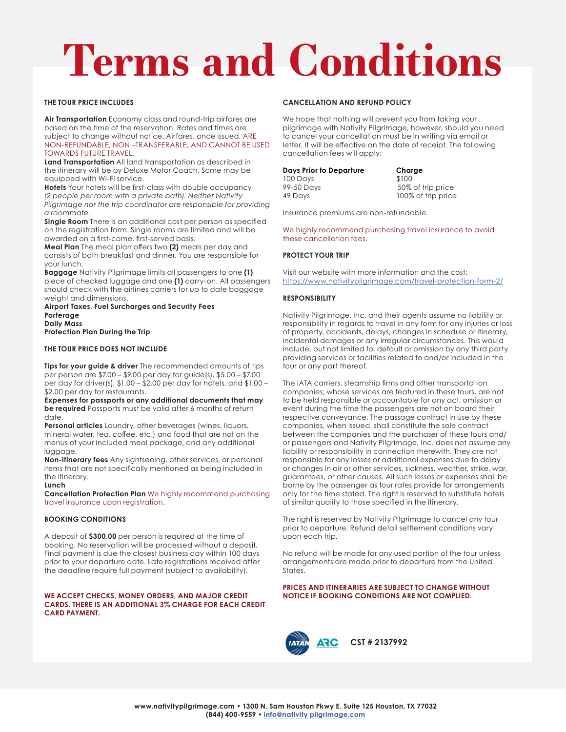# Terms and Conditions

## THE TOUR PRICE INCLUDES

**Air Transportation** Economy class and round-trip airfares are based on the time of the reservation. Rates and times are subject to change without notice. Airfares, once issued, ARE NON-REFUNDABLE, NON –TRANSFERABLE, AND CANNOT BE USED TOWARDS FUTURE TRAVEL.

**Land Transportation** All land transportation as described in the itinerary will be by Deluxe Motor Coach. Some may be equipped with Wi-Fi service.

**Hotels** Your hotels will be first-class with double occupancy *(2 people per room with a private bath). Neither Nativity Pilgrimage nor the trip coordinator are responsible for providing a roommate.*

**Single Room** There is an additional cost per person as specified on the registration form. Single rooms are limited and will be awarded on a first-come, first-served basis.

**Meal Plan** The meal plan offers two **(2)** meals per day and consists of both breakfast and dinner. You are responsible for your lunch.

**Baggage** Nativity Pilgrimage limits all passengers to one **(1)** piece of checked luggage and one **(1)** carry-on. All passengers should check with the airlines carriers for up to date baggage weight and dimensions.

**Airport Taxes, Fuel Surcharges and Security Fees**

**Porterage**

**Daily Mass**

**Protection Plan During the Trip**

## THE TOUR PRICE DOES NOT INCLUDE

**Tips for your guide & driver** The recommended amounts of tips per person are $7.00 – $9.00 per day for guide(s), $5.00 – $7.00 per day for driver(s), $1.00 – $2.00 per day for hotels, and $1.00 – $2.00 per day for restaurants.

**Expenses for passports or any additional documents that may be required** Passports must be valid after 6 months of return date.

**Personal articles** Laundry, other beverages (wines, liquors, mineral water, tea, coffee, etc.) and food that are not on the menus of your included meal package, and any additional luggage.

**Non-itinerary fees** Any sightseeing, other services, or personal items that are not specifically mentioned as being included in the itinerary.

**Lunch**

**Cancellation Protection Plan** We highly recommend purchasing travel insurance upon registration.

## BOOKING CONDITIONS

A deposit of **$300.00** per person is required at the time of booking. No reservation will be processed without a deposit. Final payment is due the closest business day within 100 days prior to your departure date. Late registrations received after the deadline require full payment (subject to availability).

**WE ACCEPT CHECKS, MONEY ORDERS, AND MAJOR CREDIT CARDS. THERE IS AN ADDITIONAL 3% CHARGE FOR EACH CREDIT CARD PAYMENT.**

## CANCELLATION AND REFUND POLICY

We hope that nothing will prevent you from taking your pilgrimage with Nativity Pilgrimage, however, should you need to cancel your cancellation must be in writing via email or letter. It will be effective on the date of receipt. The following cancellation fees will apply:

| Days Prior to Departure | Charge |
|---|---|
| 100 Days | $100 |
| 99-50 Days | 50% of trip price |
| 49 Days | 100% of trip price |

Insurance premiums are non-refundable.

We highly recommend purchasing travel insurance to avoid these cancellation fees.

## PROTECT YOUR TRIP

Visit our website with more information and the cost: https://www.nativitypilgrimage.com/travel-protection-form-2/

## RESPONSIBILITY

Nativity Pilgrimage, Inc. and their agents assume no liability or responsibility in regards to travel in any form for any injuries or loss of property, accidents, delays, changes in schedule or itinerary, incidental damages or any irregular circumstances. This would include, but not limited to, default or omission by any third party providing services or facilities related to and/or included in the tour or any part thereof.

The IATA carriers, steamship firms and other transportation companies, whose services are featured in these tours, are not to be held responsible or accountable for any act, omission or event during the time the passengers are not on board their respective conveyance. The passage contract in use by these companies, when issued, shall constitute the sole contract between the companies and the purchaser of these tours and/ or passengers and Nativity Pilgrimage, Inc. does not assume any liability or responsibility in connection therewith. They are not responsible for any losses or additional expenses due to delay or changes in air or other services, sickness, weather, strike, war, guarantees, or other causes. All such losses or expenses shall be borne by the passenger as tour rates provide for arrangements only for the time stated. The right is reserved to substitute hotels of similar quality to those specified in the itinerary.

The right is reserved by Nativity Pilgrimage to cancel any tour prior to departure. Refund detail settlement conditions vary upon each trip.

No refund will be made for any used portion of the tour unless arrangements are made prior to departure from the United States.

**PRICES AND ITINERARIES ARE SUBJECT TO CHANGE WITHOUT NOTICE IF BOOKING CONDITIONS ARE NOT COMPLIED.**

IATAN ARC **CST # 2137992**

**www.nativitypilgrimage.com • 1300 N. Sam Houston Pkwy E. Suite 125 Houston, TX 77032**
**(844) 400-9559 • info@nativity pilgrimage.com**